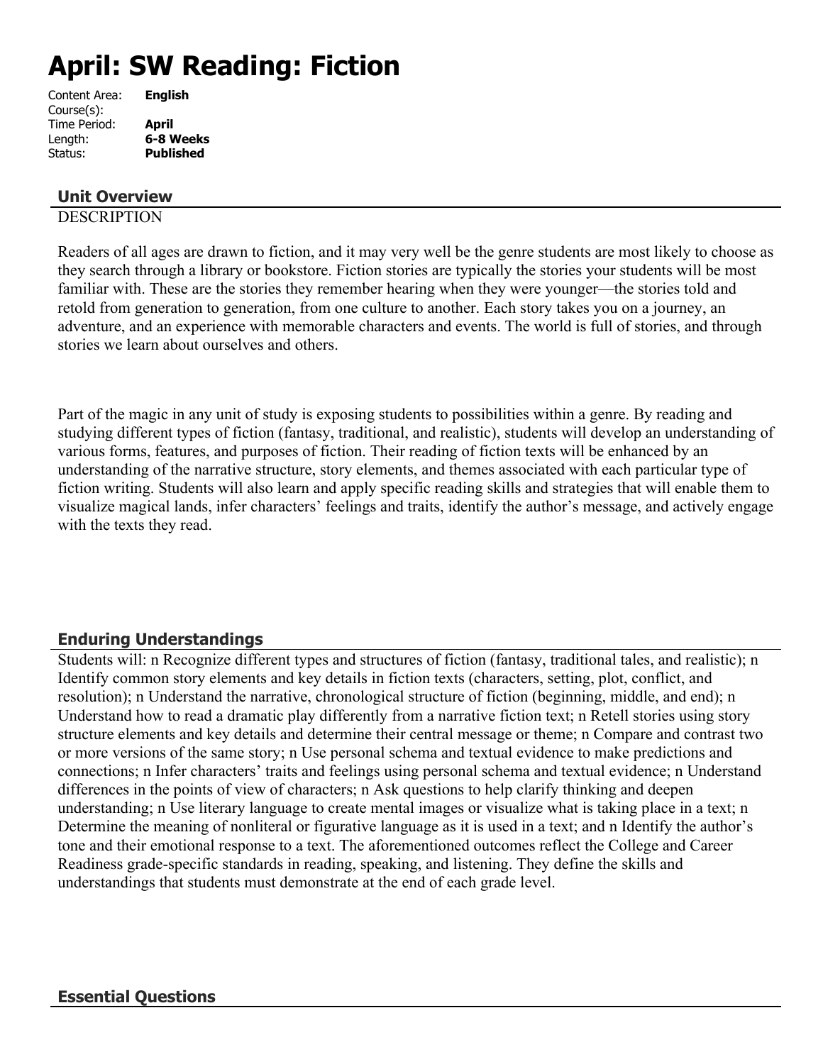# April: SW Reading: Fiction

Content Area: **English**
Course(s):
Time Period: **April**
Length: **6-8 Weeks**
Status: **Published**

## Unit Overview

DESCRIPTION

Readers of all ages are drawn to fiction, and it may very well be the genre students are most likely to choose as they search through a library or bookstore. Fiction stories are typically the stories your students will be most familiar with. These are the stories they remember hearing when they were younger—the stories told and retold from generation to generation, from one culture to another. Each story takes you on a journey, an adventure, and an experience with memorable characters and events. The world is full of stories, and through stories we learn about ourselves and others.

Part of the magic in any unit of study is exposing students to possibilities within a genre. By reading and studying different types of fiction (fantasy, traditional, and realistic), students will develop an understanding of various forms, features, and purposes of fiction. Their reading of fiction texts will be enhanced by an understanding of the narrative structure, story elements, and themes associated with each particular type of fiction writing. Students will also learn and apply specific reading skills and strategies that will enable them to visualize magical lands, infer characters' feelings and traits, identify the author's message, and actively engage with the texts they read.

## Enduring Understandings

Students will: n Recognize different types and structures of fiction (fantasy, traditional tales, and realistic); n Identify common story elements and key details in fiction texts (characters, setting, plot, conflict, and resolution); n Understand the narrative, chronological structure of fiction (beginning, middle, and end); n Understand how to read a dramatic play differently from a narrative fiction text; n Retell stories using story structure elements and key details and determine their central message or theme; n Compare and contrast two or more versions of the same story; n Use personal schema and textual evidence to make predictions and connections; n Infer characters' traits and feelings using personal schema and textual evidence; n Understand differences in the points of view of characters; n Ask questions to help clarify thinking and deepen understanding; n Use literary language to create mental images or visualize what is taking place in a text; n Determine the meaning of nonliteral or figurative language as it is used in a text; and n Identify the author's tone and their emotional response to a text. The aforementioned outcomes reflect the College and Career Readiness grade-specific standards in reading, speaking, and listening. They define the skills and understandings that students must demonstrate at the end of each grade level.

## Essential Questions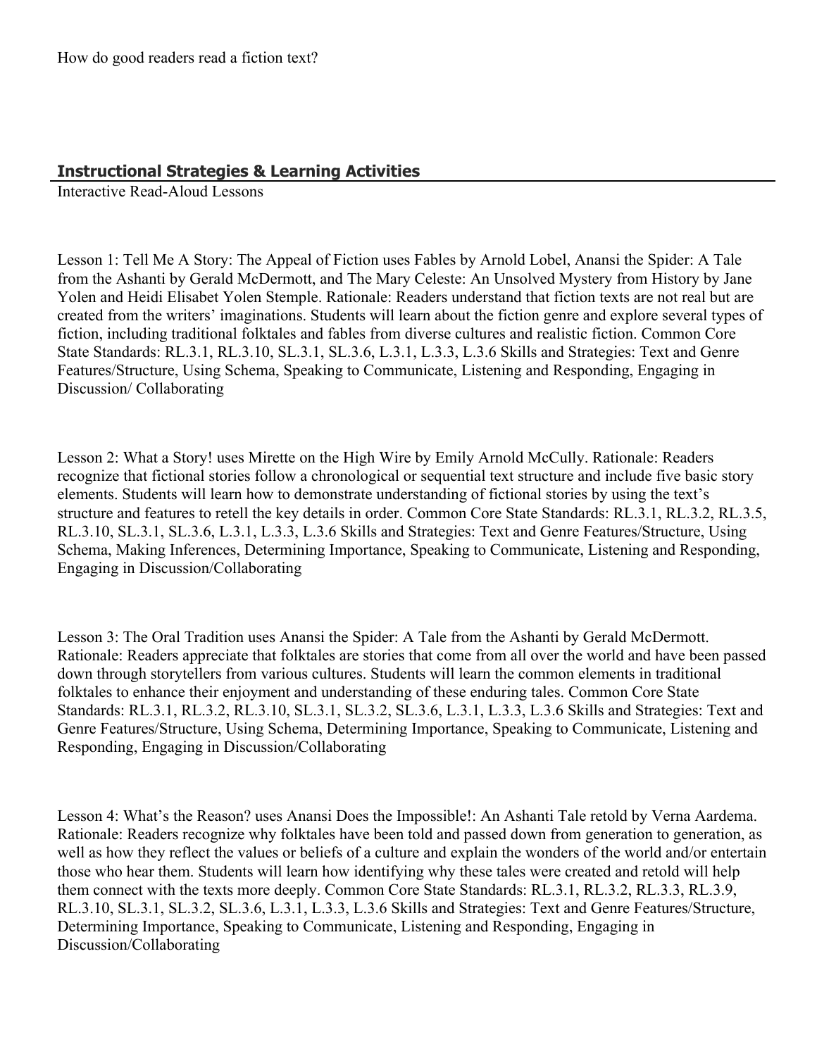How do good readers read a fiction text?

## Instructional Strategies & Learning Activities

Interactive Read-Aloud Lessons

Lesson 1: Tell Me A Story: The Appeal of Fiction uses Fables by Arnold Lobel, Anansi the Spider: A Tale from the Ashanti by Gerald McDermott, and The Mary Celeste: An Unsolved Mystery from History by Jane Yolen and Heidi Elisabet Yolen Stemple. Rationale: Readers understand that fiction texts are not real but are created from the writers' imaginations. Students will learn about the fiction genre and explore several types of fiction, including traditional folktales and fables from diverse cultures and realistic fiction. Common Core State Standards: RL.3.1, RL.3.10, SL.3.1, SL.3.6, L.3.1, L.3.3, L.3.6 Skills and Strategies: Text and Genre Features/Structure, Using Schema, Speaking to Communicate, Listening and Responding, Engaging in Discussion/ Collaborating

Lesson 2: What a Story! uses Mirette on the High Wire by Emily Arnold McCully. Rationale: Readers recognize that fictional stories follow a chronological or sequential text structure and include five basic story elements. Students will learn how to demonstrate understanding of fictional stories by using the text's structure and features to retell the key details in order. Common Core State Standards: RL.3.1, RL.3.2, RL.3.5, RL.3.10, SL.3.1, SL.3.6, L.3.1, L.3.3, L.3.6 Skills and Strategies: Text and Genre Features/Structure, Using Schema, Making Inferences, Determining Importance, Speaking to Communicate, Listening and Responding, Engaging in Discussion/Collaborating

Lesson 3: The Oral Tradition uses Anansi the Spider: A Tale from the Ashanti by Gerald McDermott. Rationale: Readers appreciate that folktales are stories that come from all over the world and have been passed down through storytellers from various cultures. Students will learn the common elements in traditional folktales to enhance their enjoyment and understanding of these enduring tales. Common Core State Standards: RL.3.1, RL.3.2, RL.3.10, SL.3.1, SL.3.2, SL.3.6, L.3.1, L.3.3, L.3.6 Skills and Strategies: Text and Genre Features/Structure, Using Schema, Determining Importance, Speaking to Communicate, Listening and Responding, Engaging in Discussion/Collaborating

Lesson 4: What's the Reason? uses Anansi Does the Impossible!: An Ashanti Tale retold by Verna Aardema. Rationale: Readers recognize why folktales have been told and passed down from generation to generation, as well as how they reflect the values or beliefs of a culture and explain the wonders of the world and/or entertain those who hear them. Students will learn how identifying why these tales were created and retold will help them connect with the texts more deeply. Common Core State Standards: RL.3.1, RL.3.2, RL.3.3, RL.3.9, RL.3.10, SL.3.1, SL.3.2, SL.3.6, L.3.1, L.3.3, L.3.6 Skills and Strategies: Text and Genre Features/Structure, Determining Importance, Speaking to Communicate, Listening and Responding, Engaging in Discussion/Collaborating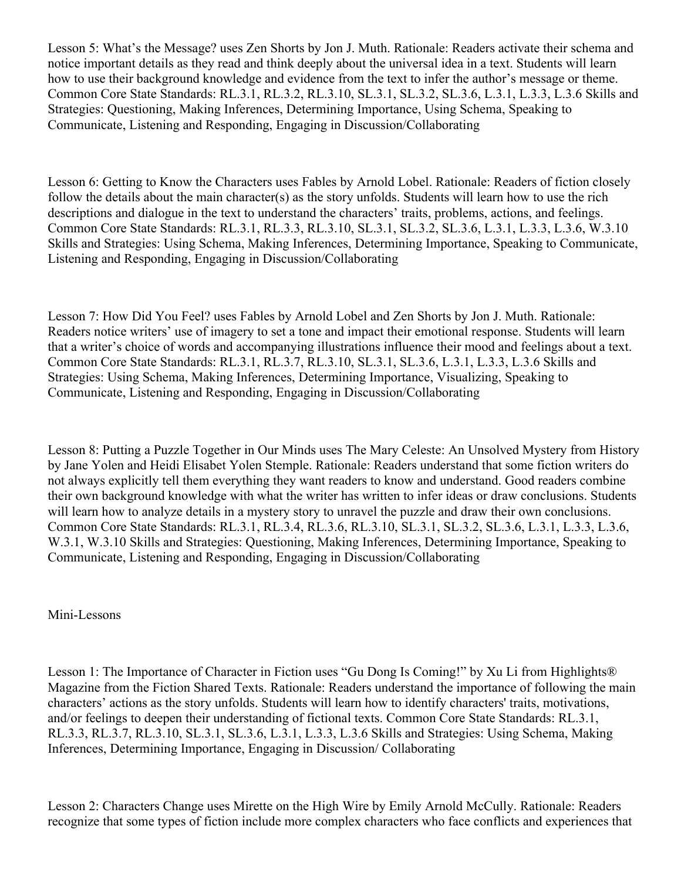Lesson 5: What's the Message? uses Zen Shorts by Jon J. Muth. Rationale: Readers activate their schema and notice important details as they read and think deeply about the universal idea in a text. Students will learn how to use their background knowledge and evidence from the text to infer the author's message or theme. Common Core State Standards: RL.3.1, RL.3.2, RL.3.10, SL.3.1, SL.3.2, SL.3.6, L.3.1, L.3.3, L.3.6 Skills and Strategies: Questioning, Making Inferences, Determining Importance, Using Schema, Speaking to Communicate, Listening and Responding, Engaging in Discussion/Collaborating

Lesson 6: Getting to Know the Characters uses Fables by Arnold Lobel. Rationale: Readers of fiction closely follow the details about the main character(s) as the story unfolds. Students will learn how to use the rich descriptions and dialogue in the text to understand the characters' traits, problems, actions, and feelings. Common Core State Standards: RL.3.1, RL.3.3, RL.3.10, SL.3.1, SL.3.2, SL.3.6, L.3.1, L.3.3, L.3.6, W.3.10 Skills and Strategies: Using Schema, Making Inferences, Determining Importance, Speaking to Communicate, Listening and Responding, Engaging in Discussion/Collaborating

Lesson 7: How Did You Feel? uses Fables by Arnold Lobel and Zen Shorts by Jon J. Muth. Rationale: Readers notice writers' use of imagery to set a tone and impact their emotional response. Students will learn that a writer's choice of words and accompanying illustrations influence their mood and feelings about a text. Common Core State Standards: RL.3.1, RL.3.7, RL.3.10, SL.3.1, SL.3.6, L.3.1, L.3.3, L.3.6 Skills and Strategies: Using Schema, Making Inferences, Determining Importance, Visualizing, Speaking to Communicate, Listening and Responding, Engaging in Discussion/Collaborating

Lesson 8: Putting a Puzzle Together in Our Minds uses The Mary Celeste: An Unsolved Mystery from History by Jane Yolen and Heidi Elisabet Yolen Stemple. Rationale: Readers understand that some fiction writers do not always explicitly tell them everything they want readers to know and understand. Good readers combine their own background knowledge with what the writer has written to infer ideas or draw conclusions. Students will learn how to analyze details in a mystery story to unravel the puzzle and draw their own conclusions. Common Core State Standards: RL.3.1, RL.3.4, RL.3.6, RL.3.10, SL.3.1, SL.3.2, SL.3.6, L.3.1, L.3.3, L.3.6, W.3.1, W.3.10 Skills and Strategies: Questioning, Making Inferences, Determining Importance, Speaking to Communicate, Listening and Responding, Engaging in Discussion/Collaborating

Mini-Lessons

Lesson 1: The Importance of Character in Fiction uses "Gu Dong Is Coming!" by Xu Li from Highlights® Magazine from the Fiction Shared Texts. Rationale: Readers understand the importance of following the main characters' actions as the story unfolds. Students will learn how to identify characters' traits, motivations, and/or feelings to deepen their understanding of fictional texts. Common Core State Standards: RL.3.1, RL.3.3, RL.3.7, RL.3.10, SL.3.1, SL.3.6, L.3.1, L.3.3, L.3.6 Skills and Strategies: Using Schema, Making Inferences, Determining Importance, Engaging in Discussion/ Collaborating

Lesson 2: Characters Change uses Mirette on the High Wire by Emily Arnold McCully. Rationale: Readers recognize that some types of fiction include more complex characters who face conflicts and experiences that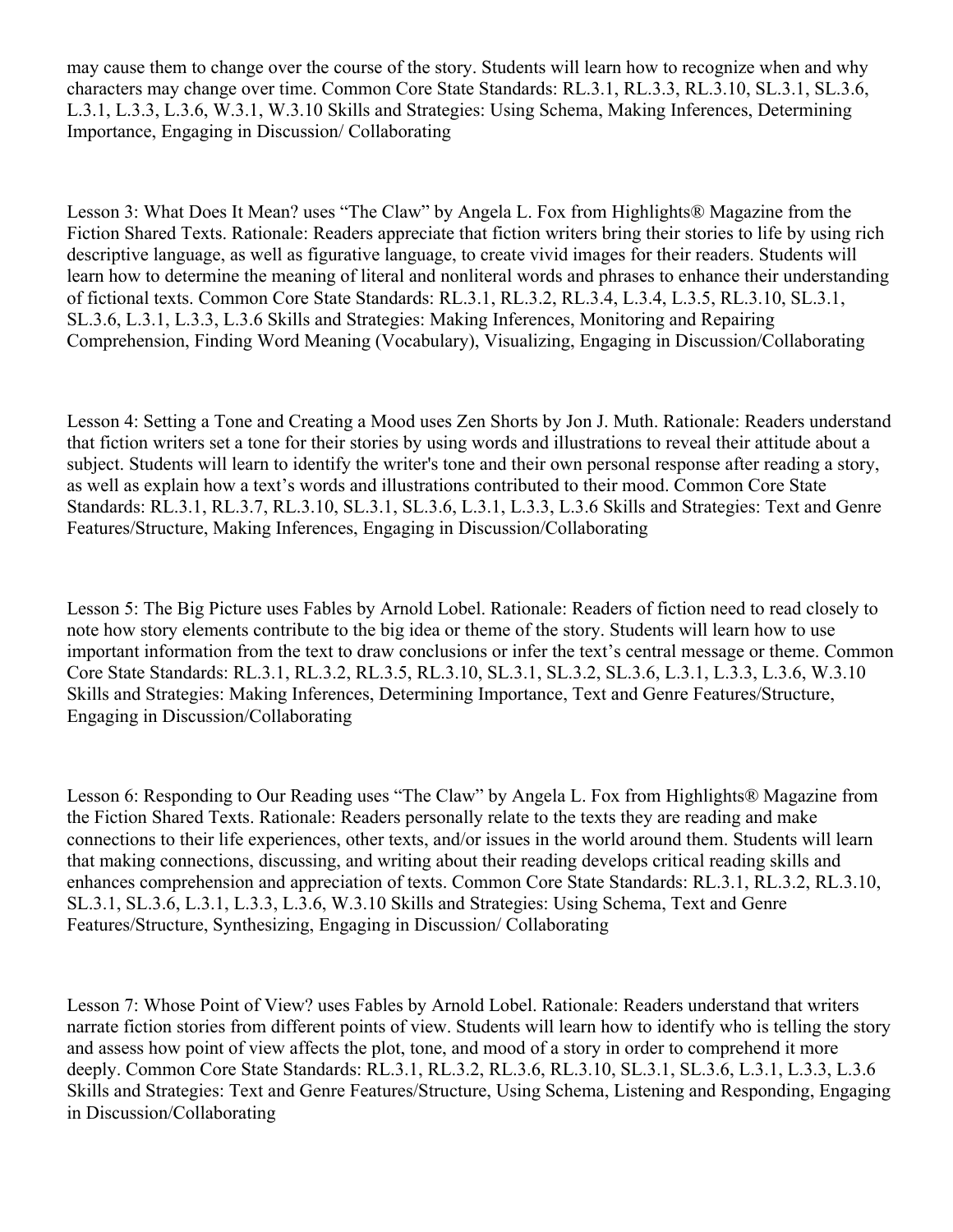may cause them to change over the course of the story. Students will learn how to recognize when and why characters may change over time. Common Core State Standards: RL.3.1, RL.3.3, RL.3.10, SL.3.1, SL.3.6, L.3.1, L.3.3, L.3.6, W.3.1, W.3.10 Skills and Strategies: Using Schema, Making Inferences, Determining Importance, Engaging in Discussion/ Collaborating

Lesson 3: What Does It Mean? uses "The Claw" by Angela L. Fox from Highlights® Magazine from the Fiction Shared Texts. Rationale: Readers appreciate that fiction writers bring their stories to life by using rich descriptive language, as well as figurative language, to create vivid images for their readers. Students will learn how to determine the meaning of literal and nonliteral words and phrases to enhance their understanding of fictional texts. Common Core State Standards: RL.3.1, RL.3.2, RL.3.4, L.3.4, L.3.5, RL.3.10, SL.3.1, SL.3.6, L.3.1, L.3.3, L.3.6 Skills and Strategies: Making Inferences, Monitoring and Repairing Comprehension, Finding Word Meaning (Vocabulary), Visualizing, Engaging in Discussion/Collaborating

Lesson 4: Setting a Tone and Creating a Mood uses Zen Shorts by Jon J. Muth. Rationale: Readers understand that fiction writers set a tone for their stories by using words and illustrations to reveal their attitude about a subject. Students will learn to identify the writer's tone and their own personal response after reading a story, as well as explain how a text's words and illustrations contributed to their mood. Common Core State Standards: RL.3.1, RL.3.7, RL.3.10, SL.3.1, SL.3.6, L.3.1, L.3.3, L.3.6 Skills and Strategies: Text and Genre Features/Structure, Making Inferences, Engaging in Discussion/Collaborating

Lesson 5: The Big Picture uses Fables by Arnold Lobel. Rationale: Readers of fiction need to read closely to note how story elements contribute to the big idea or theme of the story. Students will learn how to use important information from the text to draw conclusions or infer the text's central message or theme. Common Core State Standards: RL.3.1, RL.3.2, RL.3.5, RL.3.10, SL.3.1, SL.3.2, SL.3.6, L.3.1, L.3.3, L.3.6, W.3.10 Skills and Strategies: Making Inferences, Determining Importance, Text and Genre Features/Structure, Engaging in Discussion/Collaborating

Lesson 6: Responding to Our Reading uses "The Claw" by Angela L. Fox from Highlights® Magazine from the Fiction Shared Texts. Rationale: Readers personally relate to the texts they are reading and make connections to their life experiences, other texts, and/or issues in the world around them. Students will learn that making connections, discussing, and writing about their reading develops critical reading skills and enhances comprehension and appreciation of texts. Common Core State Standards: RL.3.1, RL.3.2, RL.3.10, SL.3.1, SL.3.6, L.3.1, L.3.3, L.3.6, W.3.10 Skills and Strategies: Using Schema, Text and Genre Features/Structure, Synthesizing, Engaging in Discussion/ Collaborating

Lesson 7: Whose Point of View? uses Fables by Arnold Lobel. Rationale: Readers understand that writers narrate fiction stories from different points of view. Students will learn how to identify who is telling the story and assess how point of view affects the plot, tone, and mood of a story in order to comprehend it more deeply. Common Core State Standards: RL.3.1, RL.3.2, RL.3.6, RL.3.10, SL.3.1, SL.3.6, L.3.1, L.3.3, L.3.6 Skills and Strategies: Text and Genre Features/Structure, Using Schema, Listening and Responding, Engaging in Discussion/Collaborating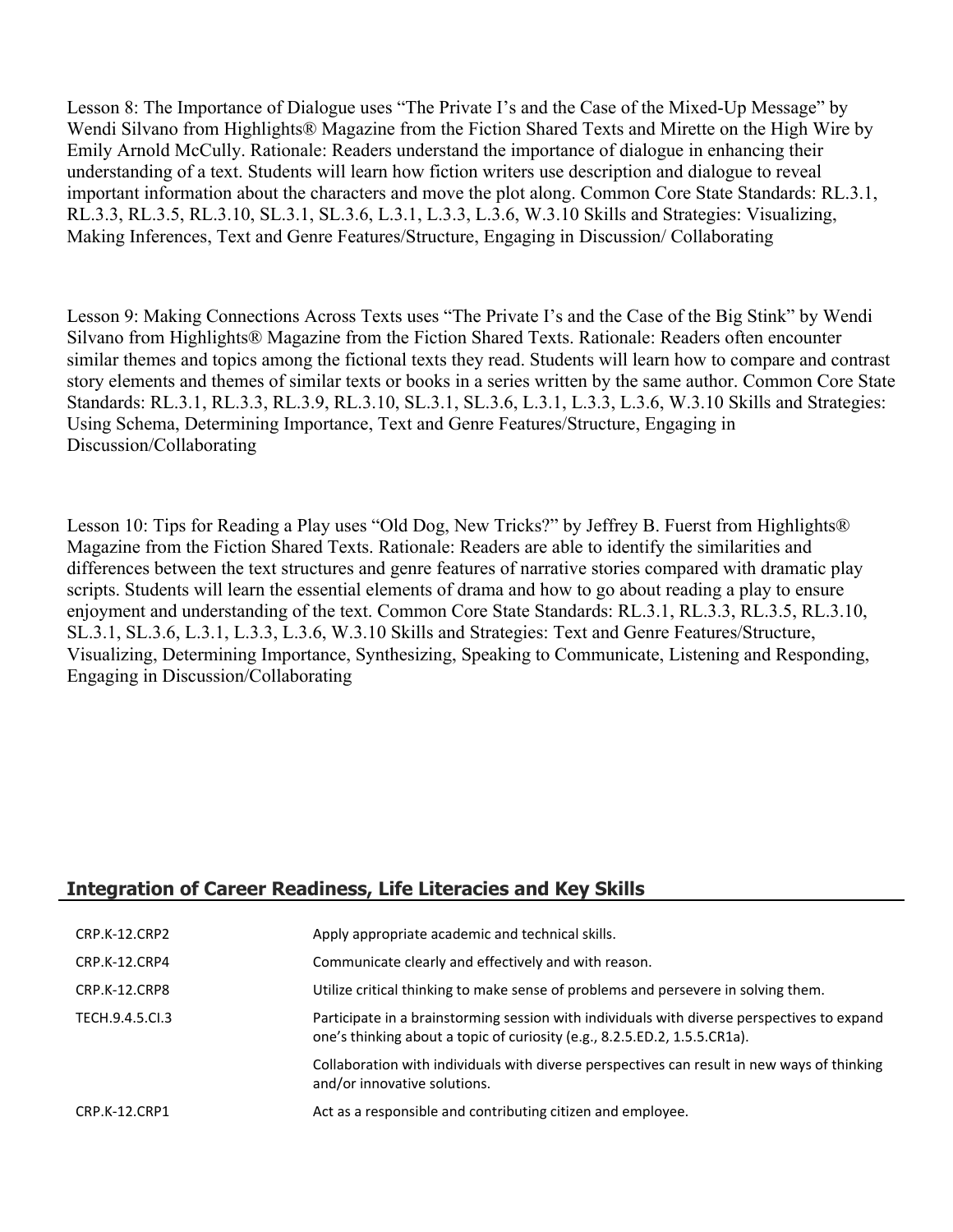Lesson 8: The Importance of Dialogue uses “The Private I’s and the Case of the Mixed-Up Message” by Wendi Silvano from Highlights® Magazine from the Fiction Shared Texts and Mirette on the High Wire by Emily Arnold McCully. Rationale: Readers understand the importance of dialogue in enhancing their understanding of a text. Students will learn how fiction writers use description and dialogue to reveal important information about the characters and move the plot along. Common Core State Standards: RL.3.1, RL.3.3, RL.3.5, RL.3.10, SL.3.1, SL.3.6, L.3.1, L.3.3, L.3.6, W.3.10 Skills and Strategies: Visualizing, Making Inferences, Text and Genre Features/Structure, Engaging in Discussion/ Collaborating

Lesson 9: Making Connections Across Texts uses “The Private I’s and the Case of the Big Stink” by Wendi Silvano from Highlights® Magazine from the Fiction Shared Texts. Rationale: Readers often encounter similar themes and topics among the fictional texts they read. Students will learn how to compare and contrast story elements and themes of similar texts or books in a series written by the same author. Common Core State Standards: RL.3.1, RL.3.3, RL.3.9, RL.3.10, SL.3.1, SL.3.6, L.3.1, L.3.3, L.3.6, W.3.10 Skills and Strategies: Using Schema, Determining Importance, Text and Genre Features/Structure, Engaging in Discussion/Collaborating

Lesson 10: Tips for Reading a Play uses “Old Dog, New Tricks?” by Jeffrey B. Fuerst from Highlights® Magazine from the Fiction Shared Texts. Rationale: Readers are able to identify the similarities and differences between the text structures and genre features of narrative stories compared with dramatic play scripts. Students will learn the essential elements of drama and how to go about reading a play to ensure enjoyment and understanding of the text. Common Core State Standards: RL.3.1, RL.3.3, RL.3.5, RL.3.10, SL.3.1, SL.3.6, L.3.1, L.3.3, L.3.6, W.3.10 Skills and Strategies: Text and Genre Features/Structure, Visualizing, Determining Importance, Synthesizing, Speaking to Communicate, Listening and Responding, Engaging in Discussion/Collaborating

## Integration of Career Readiness, Life Literacies and Key Skills

| | |
|---|---|
| CRP.K-12.CRP2 | Apply appropriate academic and technical skills. |
| CRP.K-12.CRP4 | Communicate clearly and effectively and with reason. |
| CRP.K-12.CRP8 | Utilize critical thinking to make sense of problems and persevere in solving them. |
| TECH.9.4.5.CI.3 | Participate in a brainstorming session with individuals with diverse perspectives to expand one’s thinking about a topic of curiosity (e.g., 8.2.5.ED.2, 1.5.5.CR1a). |
| | Collaboration with individuals with diverse perspectives can result in new ways of thinking and/or innovative solutions. |
| CRP.K-12.CRP1 | Act as a responsible and contributing citizen and employee. |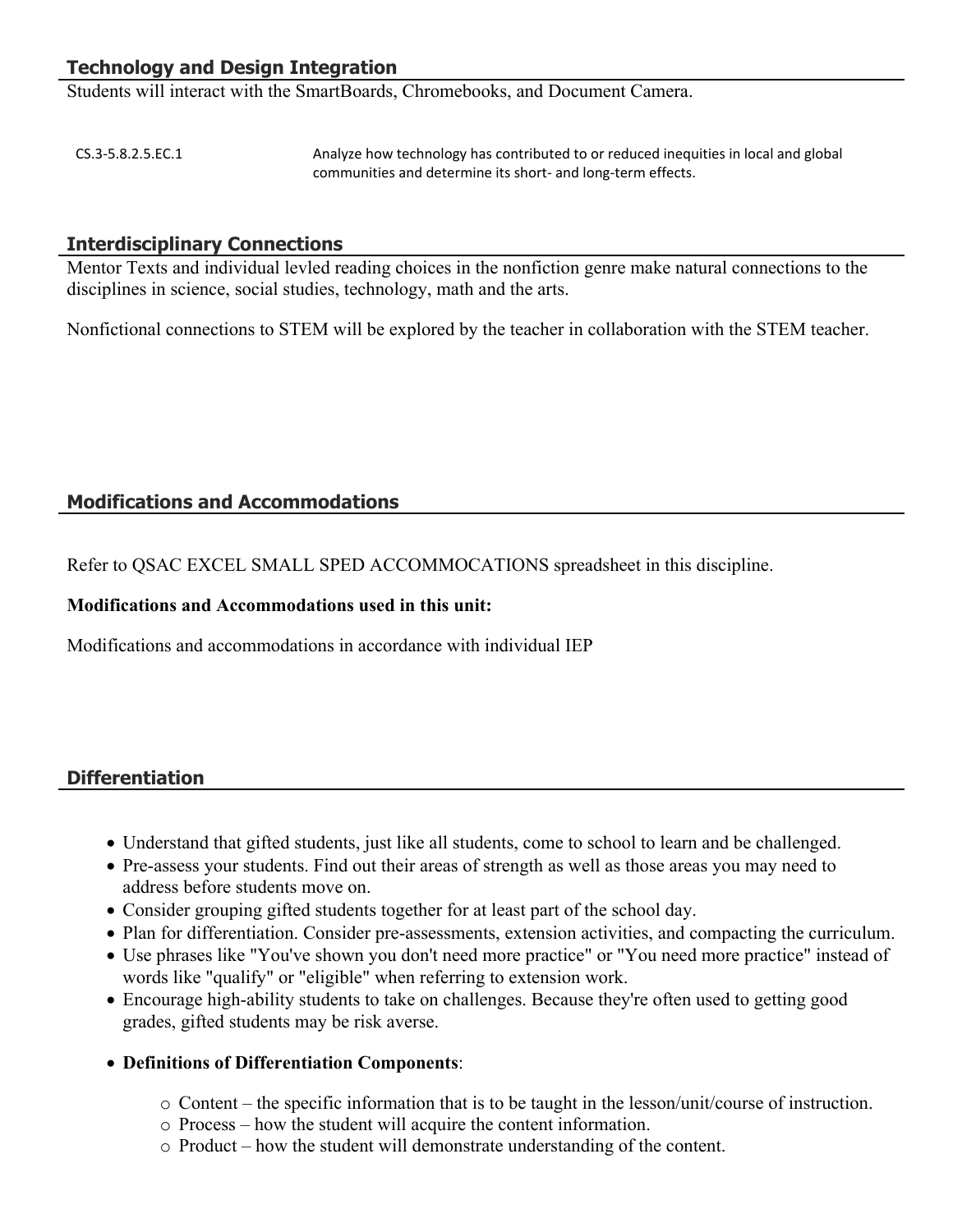## Technology and Design Integration

Students will interact with the SmartBoards, Chromebooks, and Document Camera.

| CS.3-5.8.2.5.EC.1 | Analyze how technology has contributed to or reduced inequities in local and global communities and determine its short- and long-term effects. |
| --- | --- |

## Interdisciplinary Connections

Mentor Texts and individual levled reading choices in the nonfiction genre make natural connections to the disciplines in science, social studies, technology, math and the arts.

Nonfictional connections to STEM will be explored by the teacher in collaboration with the STEM teacher.

## Modifications and Accommodations

Refer to QSAC EXCEL SMALL SPED ACCOMMOCATIONS spreadsheet in this discipline.

**Modifications and Accommodations used in this unit:**

Modifications and accommodations in accordance with individual IEP

## Differentiation

- Understand that gifted students, just like all students, come to school to learn and be challenged.
- Pre-assess your students. Find out their areas of strength as well as those areas you may need to address before students move on.
- Consider grouping gifted students together for at least part of the school day.
- Plan for differentiation. Consider pre-assessments, extension activities, and compacting the curriculum.
- Use phrases like "You've shown you don't need more practice" or "You need more practice" instead of words like "qualify" or "eligible" when referring to extension work.
- Encourage high-ability students to take on challenges. Because they're often used to getting good grades, gifted students may be risk averse.
- **Definitions of Differentiation Components**:
    - Content – the specific information that is to be taught in the lesson/unit/course of instruction.
    - Process – how the student will acquire the content information.
    - Product – how the student will demonstrate understanding of the content.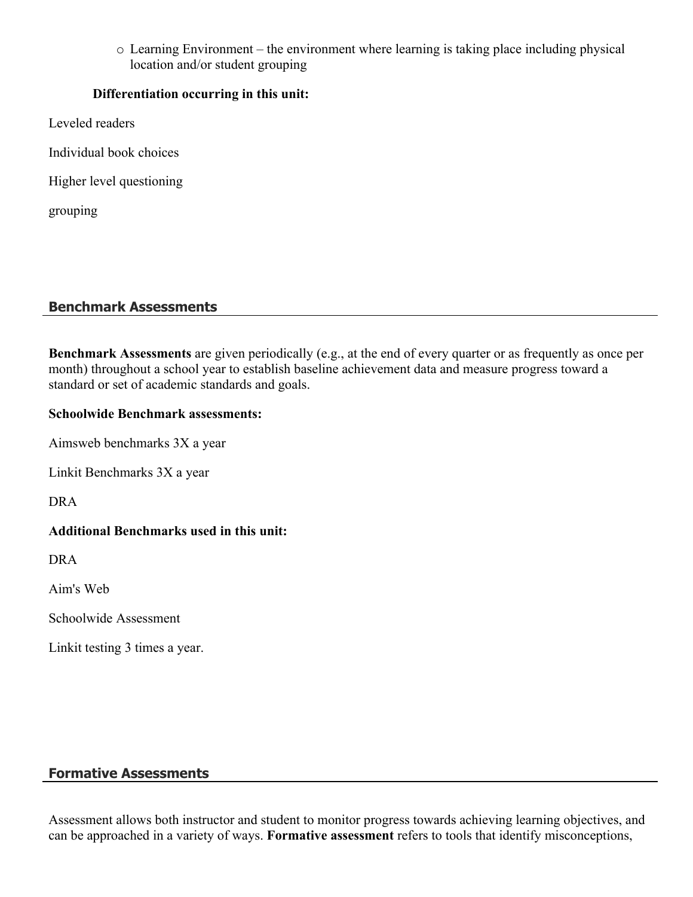- Learning Environment – the environment where learning is taking place including physical location and/or student grouping

**Differentiation occurring in this unit:**

Leveled readers

Individual book choices

Higher level questioning

grouping

## Benchmark Assessments

**Benchmark Assessments** are given periodically (e.g., at the end of every quarter or as frequently as once per month) throughout a school year to establish baseline achievement data and measure progress toward a standard or set of academic standards and goals.

**Schoolwide Benchmark assessments:**

Aimsweb benchmarks 3X a year

Linkit Benchmarks 3X a year

DRA

**Additional Benchmarks used in this unit:**

DRA

Aim's Web

Schoolwide Assessment

Linkit testing 3 times a year.

## Formative Assessments

Assessment allows both instructor and student to monitor progress towards achieving learning objectives, and can be approached in a variety of ways. **Formative assessment** refers to tools that identify misconceptions,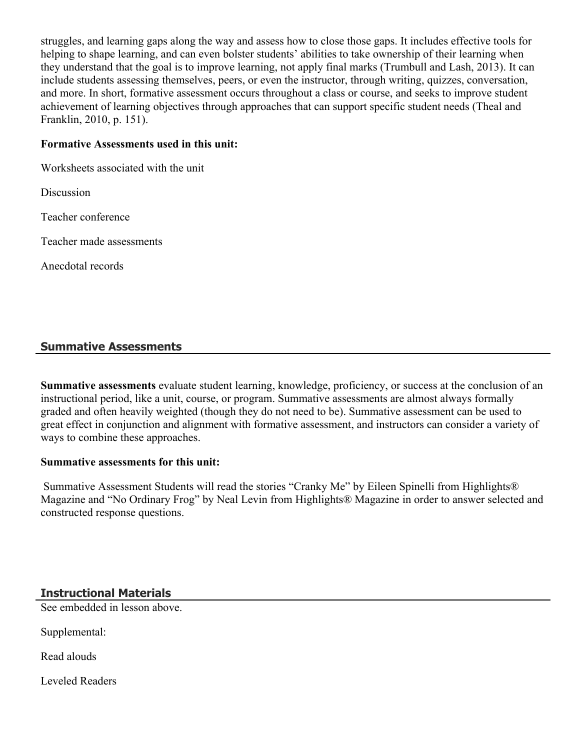struggles, and learning gaps along the way and assess how to close those gaps. It includes effective tools for helping to shape learning, and can even bolster students' abilities to take ownership of their learning when they understand that the goal is to improve learning, not apply final marks (Trumbull and Lash, 2013). It can include students assessing themselves, peers, or even the instructor, through writing, quizzes, conversation, and more. In short, formative assessment occurs throughout a class or course, and seeks to improve student achievement of learning objectives through approaches that can support specific student needs (Theal and Franklin, 2010, p. 151).

**Formative Assessments used in this unit:**

Worksheets associated with the unit

Discussion

Teacher conference

Teacher made assessments

Anecdotal records

## Summative Assessments

**Summative assessments** evaluate student learning, knowledge, proficiency, or success at the conclusion of an instructional period, like a unit, course, or program. Summative assessments are almost always formally graded and often heavily weighted (though they do not need to be). Summative assessment can be used to great effect in conjunction and alignment with formative assessment, and instructors can consider a variety of ways to combine these approaches.

**Summative assessments for this unit:**

Summative Assessment Students will read the stories "Cranky Me" by Eileen Spinelli from Highlights® Magazine and "No Ordinary Frog" by Neal Levin from Highlights® Magazine in order to answer selected and constructed response questions.

## Instructional Materials

See embedded in lesson above.

Supplemental:

Read alouds

Leveled Readers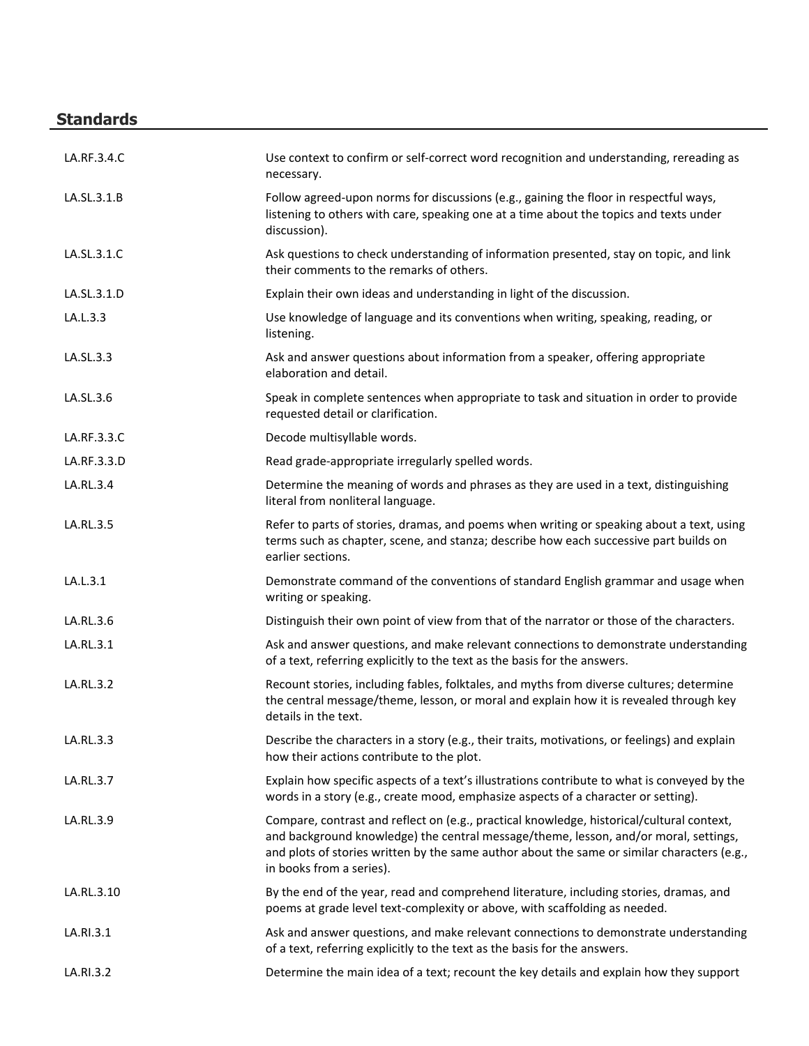## Standards

| | |
|---|---|
| LA.RF.3.4.C | Use context to confirm or self-correct word recognition and understanding, rereading as necessary. |
| LA.SL.3.1.B | Follow agreed-upon norms for discussions (e.g., gaining the floor in respectful ways, listening to others with care, speaking one at a time about the topics and texts under discussion). |
| LA.SL.3.1.C | Ask questions to check understanding of information presented, stay on topic, and link their comments to the remarks of others. |
| LA.SL.3.1.D | Explain their own ideas and understanding in light of the discussion. |
| LA.L.3.3 | Use knowledge of language and its conventions when writing, speaking, reading, or listening. |
| LA.SL.3.3 | Ask and answer questions about information from a speaker, offering appropriate elaboration and detail. |
| LA.SL.3.6 | Speak in complete sentences when appropriate to task and situation in order to provide requested detail or clarification. |
| LA.RF.3.3.C | Decode multisyllable words. |
| LA.RF.3.3.D | Read grade-appropriate irregularly spelled words. |
| LA.RL.3.4 | Determine the meaning of words and phrases as they are used in a text, distinguishing literal from nonliteral language. |
| LA.RL.3.5 | Refer to parts of stories, dramas, and poems when writing or speaking about a text, using terms such as chapter, scene, and stanza; describe how each successive part builds on earlier sections. |
| LA.L.3.1 | Demonstrate command of the conventions of standard English grammar and usage when writing or speaking. |
| LA.RL.3.6 | Distinguish their own point of view from that of the narrator or those of the characters. |
| LA.RL.3.1 | Ask and answer questions, and make relevant connections to demonstrate understanding of a text, referring explicitly to the text as the basis for the answers. |
| LA.RL.3.2 | Recount stories, including fables, folktales, and myths from diverse cultures; determine the central message/theme, lesson, or moral and explain how it is revealed through key details in the text. |
| LA.RL.3.3 | Describe the characters in a story (e.g., their traits, motivations, or feelings) and explain how their actions contribute to the plot. |
| LA.RL.3.7 | Explain how specific aspects of a text's illustrations contribute to what is conveyed by the words in a story (e.g., create mood, emphasize aspects of a character or setting). |
| LA.RL.3.9 | Compare, contrast and reflect on (e.g., practical knowledge, historical/cultural context, and background knowledge) the central message/theme, lesson, and/or moral, settings, and plots of stories written by the same author about the same or similar characters (e.g., in books from a series). |
| LA.RL.3.10 | By the end of the year, read and comprehend literature, including stories, dramas, and poems at grade level text-complexity or above, with scaffolding as needed. |
| LA.RI.3.1 | Ask and answer questions, and make relevant connections to demonstrate understanding of a text, referring explicitly to the text as the basis for the answers. |
| LA.RI.3.2 | Determine the main idea of a text; recount the key details and explain how they support |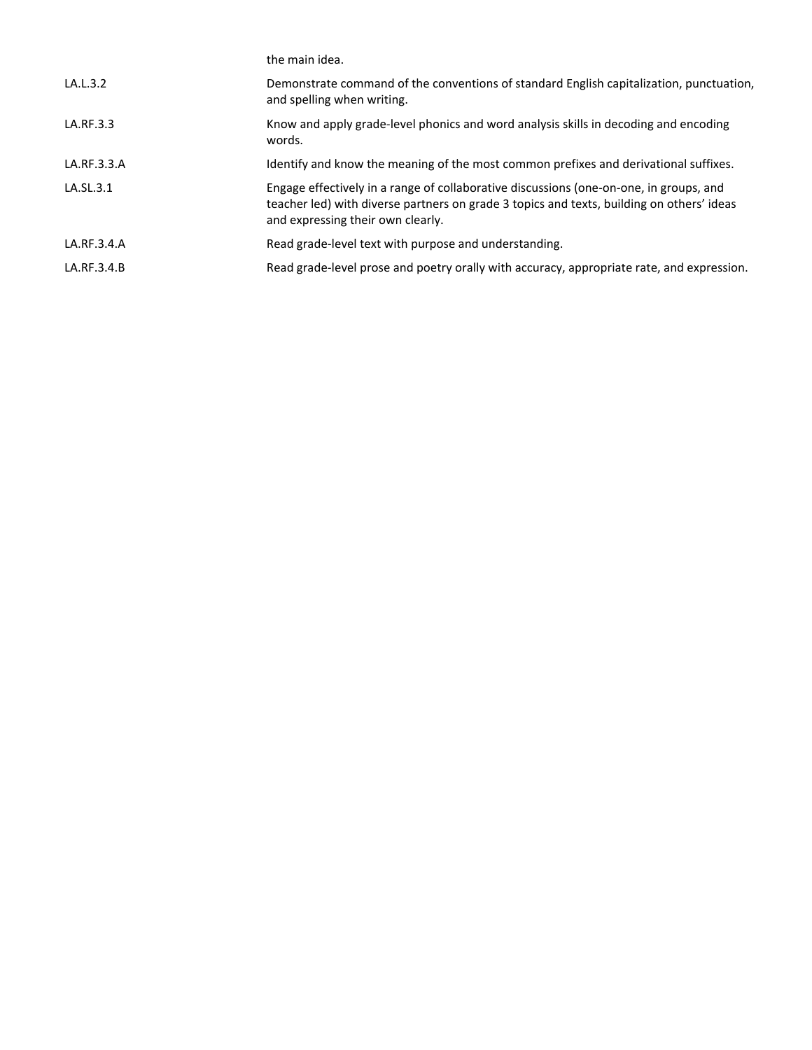| | |
|---|---|
| | the main idea. |
| LA.L.3.2 | Demonstrate command of the conventions of standard English capitalization, punctuation, and spelling when writing. |
| LA.RF.3.3 | Know and apply grade-level phonics and word analysis skills in decoding and encoding words. |
| LA.RF.3.3.A | Identify and know the meaning of the most common prefixes and derivational suffixes. |
| LA.SL.3.1 | Engage effectively in a range of collaborative discussions (one-on-one, in groups, and teacher led) with diverse partners on grade 3 topics and texts, building on others' ideas and expressing their own clearly. |
| LA.RF.3.4.A | Read grade-level text with purpose and understanding. |
| LA.RF.3.4.B | Read grade-level prose and poetry orally with accuracy, appropriate rate, and expression. |